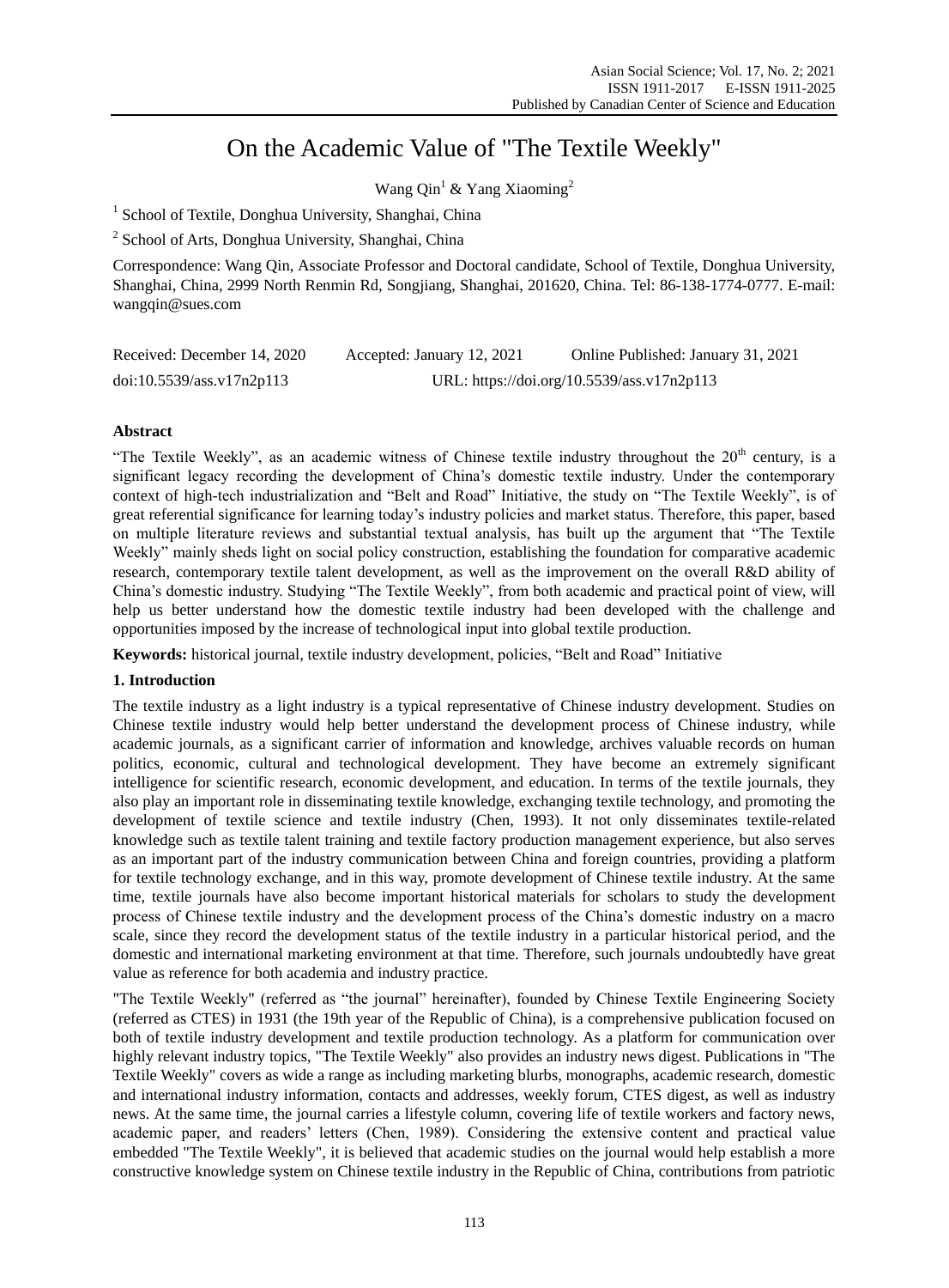# On the Academic Value of "The Textile Weekly"

Wang Qin[1] & Yang Xiaoming[2]

[1] School of Textile, Donghua University, Shanghai, China

[2] School of Arts, Donghua University, Shanghai, China

Correspondence: Wang Qin, Associate Professor and Doctoral candidate, School of Textile, Donghua University, Shanghai, China, 2999 North Renmin Rd, Songjiang, Shanghai, 201620, China. Tel: 86-138-1774-0777. E-mail: wangqin@sues.com

Received: December 14, 2020 Accepted: January 12, 2021 Online Published: January 31, 2021

doi:10.5539/ass.v17n2p113 URL: https://doi.org/10.5539/ass.v17n2p113

## Abstract

"The Textile Weekly", as an academic witness of Chinese textile industry throughout the 20th century, is a significant legacy recording the development of China's domestic textile industry. Under the contemporary context of high-tech industrialization and "Belt and Road" Initiative, the study on "The Textile Weekly", is of great referential significance for learning today's industry policies and market status. Therefore, this paper, based on multiple literature reviews and substantial textual analysis, has built up the argument that "The Textile Weekly" mainly sheds light on social policy construction, establishing the foundation for comparative academic research, contemporary textile talent development, as well as the improvement on the overall R&D ability of China's domestic industry. Studying "The Textile Weekly", from both academic and practical point of view, will help us better understand how the domestic textile industry had been developed with the challenge and opportunities imposed by the increase of technological input into global textile production.

**Keywords:** historical journal, textile industry development, policies, "Belt and Road" Initiative

## 1. Introduction

The textile industry as a light industry is a typical representative of Chinese industry development. Studies on Chinese textile industry would help better understand the development process of Chinese industry, while academic journals, as a significant carrier of information and knowledge, archives valuable records on human politics, economic, cultural and technological development. They have become an extremely significant intelligence for scientific research, economic development, and education. In terms of the textile journals, they also play an important role in disseminating textile knowledge, exchanging textile technology, and promoting the development of textile science and textile industry (Chen, 1993). It not only disseminates textile-related knowledge such as textile talent training and textile factory production management experience, but also serves as an important part of the industry communication between China and foreign countries, providing a platform for textile technology exchange, and in this way, promote development of Chinese textile industry. At the same time, textile journals have also become important historical materials for scholars to study the development process of Chinese textile industry and the development process of the China's domestic industry on a macro scale, since they record the development status of the textile industry in a particular historical period, and the domestic and international marketing environment at that time. Therefore, such journals undoubtedly have great value as reference for both academia and industry practice.

"The Textile Weekly" (referred as "the journal" hereinafter), founded by Chinese Textile Engineering Society (referred as CTES) in 1931 (the 19th year of the Republic of China), is a comprehensive publication focused on both of textile industry development and textile production technology. As a platform for communication over highly relevant industry topics, "The Textile Weekly" also provides an industry news digest. Publications in "The Textile Weekly" covers as wide a range as including marketing blurbs, monographs, academic research, domestic and international industry information, contacts and addresses, weekly forum, CTES digest, as well as industry news. At the same time, the journal carries a lifestyle column, covering life of textile workers and factory news, academic paper, and readers' letters (Chen, 1989). Considering the extensive content and practical value embedded "The Textile Weekly", it is believed that academic studies on the journal would help establish a more constructive knowledge system on Chinese textile industry in the Republic of China, contributions from patriotic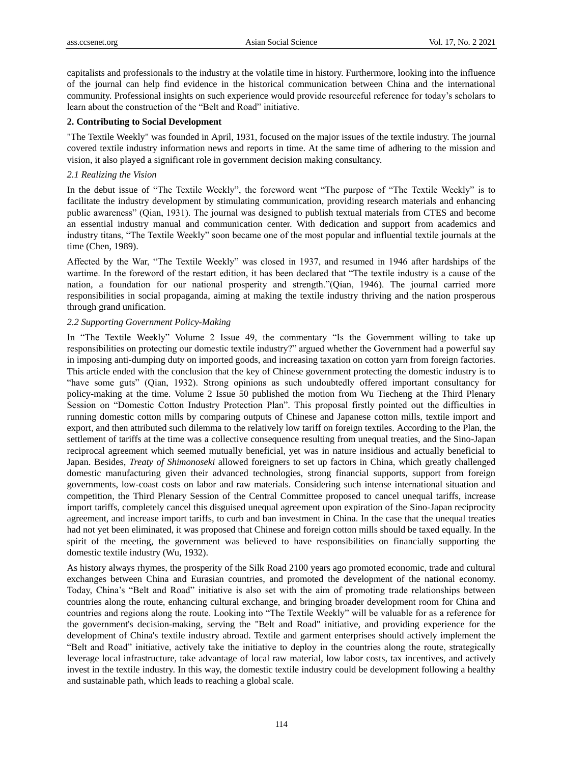capitalists and professionals to the industry at the volatile time in history. Furthermore, looking into the influence of the journal can help find evidence in the historical communication between China and the international community. Professional insights on such experience would provide resourceful reference for today's scholars to learn about the construction of the "Belt and Road" initiative.

## 2. Contributing to Social Development

"The Textile Weekly" was founded in April, 1931, focused on the major issues of the textile industry. The journal covered textile industry information news and reports in time. At the same time of adhering to the mission and vision, it also played a significant role in government decision making consultancy.

### *2.1 Realizing the Vision*

In the debut issue of "The Textile Weekly", the foreword went "The purpose of "The Textile Weekly" is to facilitate the industry development by stimulating communication, providing research materials and enhancing public awareness" (Qian, 1931). The journal was designed to publish textual materials from CTES and become an essential industry manual and communication center. With dedication and support from academics and industry titans, "The Textile Weekly" soon became one of the most popular and influential textile journals at the time (Chen, 1989).

Affected by the War, "The Textile Weekly" was closed in 1937, and resumed in 1946 after hardships of the wartime. In the foreword of the restart edition, it has been declared that "The textile industry is a cause of the nation, a foundation for our national prosperity and strength."(Qian, 1946). The journal carried more responsibilities in social propaganda, aiming at making the textile industry thriving and the nation prosperous through grand unification.

### *2.2 Supporting Government Policy-Making*

In "The Textile Weekly" Volume 2 Issue 49, the commentary "Is the Government willing to take up responsibilities on protecting our domestic textile industry?" argued whether the Government had a powerful say in imposing anti-dumping duty on imported goods, and increasing taxation on cotton yarn from foreign factories. This article ended with the conclusion that the key of Chinese government protecting the domestic industry is to "have some guts" (Qian, 1932). Strong opinions as such undoubtedly offered important consultancy for policy-making at the time. Volume 2 Issue 50 published the motion from Wu Tiecheng at the Third Plenary Session on "Domestic Cotton Industry Protection Plan". This proposal firstly pointed out the difficulties in running domestic cotton mills by comparing outputs of Chinese and Japanese cotton mills, textile import and export, and then attributed such dilemma to the relatively low tariff on foreign textiles. According to the Plan, the settlement of tariffs at the time was a collective consequence resulting from unequal treaties, and the Sino-Japan reciprocal agreement which seemed mutually beneficial, yet was in nature insidious and actually beneficial to Japan. Besides, *Treaty of Shimonoseki* allowed foreigners to set up factors in China, which greatly challenged domestic manufacturing given their advanced technologies, strong financial supports, support from foreign governments, low-coast costs on labor and raw materials. Considering such intense international situation and competition, the Third Plenary Session of the Central Committee proposed to cancel unequal tariffs, increase import tariffs, completely cancel this disguised unequal agreement upon expiration of the Sino-Japan reciprocity agreement, and increase import tariffs, to curb and ban investment in China. In the case that the unequal treaties had not yet been eliminated, it was proposed that Chinese and foreign cotton mills should be taxed equally. In the spirit of the meeting, the government was believed to have responsibilities on financially supporting the domestic textile industry (Wu, 1932).

As history always rhymes, the prosperity of the Silk Road 2100 years ago promoted economic, trade and cultural exchanges between China and Eurasian countries, and promoted the development of the national economy. Today, China's "Belt and Road" initiative is also set with the aim of promoting trade relationships between countries along the route, enhancing cultural exchange, and bringing broader development room for China and countries and regions along the route. Looking into "The Textile Weekly" will be valuable for as a reference for the government's decision-making, serving the "Belt and Road" initiative, and providing experience for the development of China's textile industry abroad. Textile and garment enterprises should actively implement the "Belt and Road" initiative, actively take the initiative to deploy in the countries along the route, strategically leverage local infrastructure, take advantage of local raw material, low labor costs, tax incentives, and actively invest in the textile industry. In this way, the domestic textile industry could be development following a healthy and sustainable path, which leads to reaching a global scale.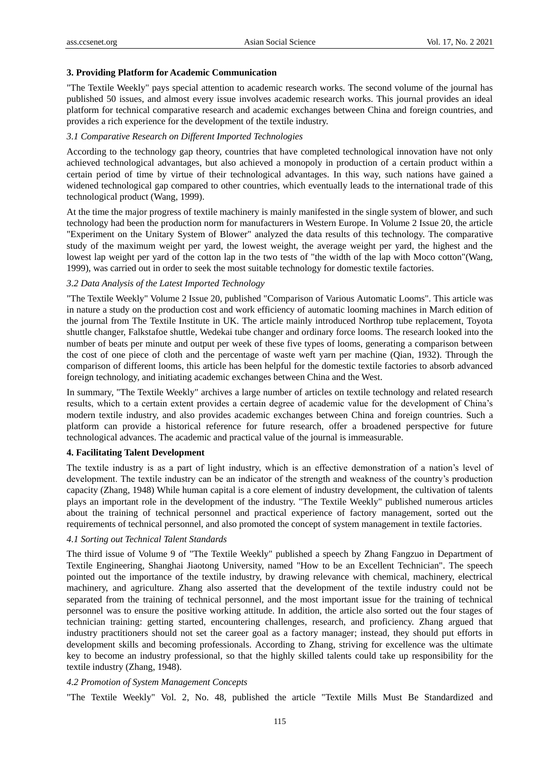### 3. Providing Platform for Academic Communication

"The Textile Weekly" pays special attention to academic research works. The second volume of the journal has published 50 issues, and almost every issue involves academic research works. This journal provides an ideal platform for technical comparative research and academic exchanges between China and foreign countries, and provides a rich experience for the development of the textile industry.

#### *3.1 Comparative Research on Different Imported Technologies*

According to the technology gap theory, countries that have completed technological innovation have not only achieved technological advantages, but also achieved a monopoly in production of a certain product within a certain period of time by virtue of their technological advantages. In this way, such nations have gained a widened technological gap compared to other countries, which eventually leads to the international trade of this technological product (Wang, 1999).

At the time the major progress of textile machinery is mainly manifested in the single system of blower, and such technology had been the production norm for manufacturers in Western Europe. In Volume 2 Issue 20, the article "Experiment on the Unitary System of Blower" analyzed the data results of this technology. The comparative study of the maximum weight per yard, the lowest weight, the average weight per yard, the highest and the lowest lap weight per yard of the cotton lap in the two tests of "the width of the lap with Moco cotton"(Wang, 1999), was carried out in order to seek the most suitable technology for domestic textile factories.

#### *3.2 Data Analysis of the Latest Imported Technology*

"The Textile Weekly" Volume 2 Issue 20, published "Comparison of Various Automatic Looms". This article was in nature a study on the production cost and work efficiency of automatic looming machines in March edition of the journal from The Textile Institute in UK. The article mainly introduced Northrop tube replacement, Toyota shuttle changer, Falkstafoe shuttle, Wedekai tube changer and ordinary force looms. The research looked into the number of beats per minute and output per week of these five types of looms, generating a comparison between the cost of one piece of cloth and the percentage of waste weft yarn per machine (Qian, 1932). Through the comparison of different looms, this article has been helpful for the domestic textile factories to absorb advanced foreign technology, and initiating academic exchanges between China and the West.

In summary, "The Textile Weekly" archives a large number of articles on textile technology and related research results, which to a certain extent provides a certain degree of academic value for the development of China's modern textile industry, and also provides academic exchanges between China and foreign countries. Such a platform can provide a historical reference for future research, offer a broadened perspective for future technological advances. The academic and practical value of the journal is immeasurable.

### 4. Facilitating Talent Development

The textile industry is as a part of light industry, which is an effective demonstration of a nation's level of development. The textile industry can be an indicator of the strength and weakness of the country's production capacity (Zhang, 1948) While human capital is a core element of industry development, the cultivation of talents plays an important role in the development of the industry. "The Textile Weekly" published numerous articles about the training of technical personnel and practical experience of factory management, sorted out the requirements of technical personnel, and also promoted the concept of system management in textile factories.

#### *4.1 Sorting out Technical Talent Standards*

The third issue of Volume 9 of "The Textile Weekly" published a speech by Zhang Fangzuo in Department of Textile Engineering, Shanghai Jiaotong University, named "How to be an Excellent Technician". The speech pointed out the importance of the textile industry, by drawing relevance with chemical, machinery, electrical machinery, and agriculture. Zhang also asserted that the development of the textile industry could not be separated from the training of technical personnel, and the most important issue for the training of technical personnel was to ensure the positive working attitude. In addition, the article also sorted out the four stages of technician training: getting started, encountering challenges, research, and proficiency. Zhang argued that industry practitioners should not set the career goal as a factory manager; instead, they should put efforts in development skills and becoming professionals. According to Zhang, striving for excellence was the ultimate key to become an industry professional, so that the highly skilled talents could take up responsibility for the textile industry (Zhang, 1948).

#### *4.2 Promotion of System Management Concepts*

"The Textile Weekly" Vol. 2, No. 48, published the article "Textile Mills Must Be Standardized and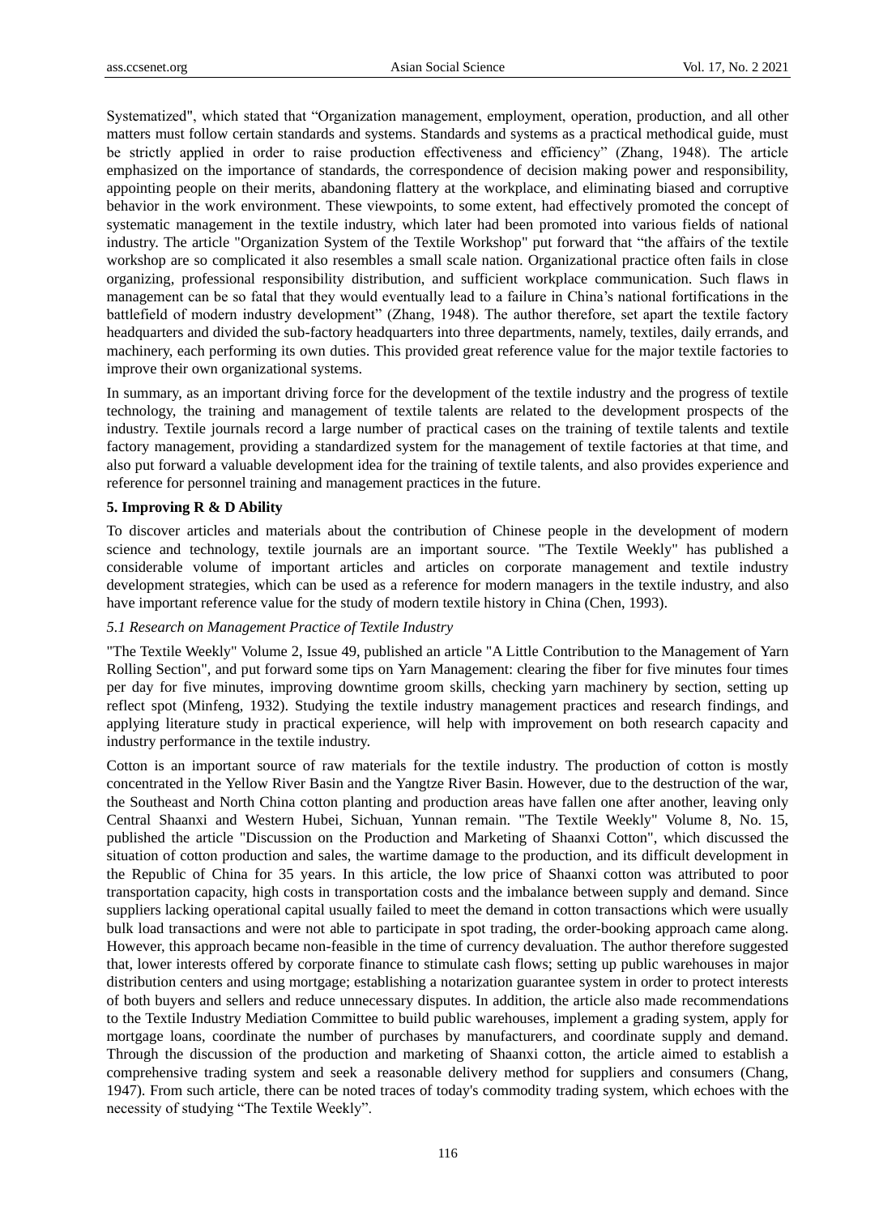Systematized", which stated that "Organization management, employment, operation, production, and all other matters must follow certain standards and systems. Standards and systems as a practical methodical guide, must be strictly applied in order to raise production effectiveness and efficiency" (Zhang, 1948). The article emphasized on the importance of standards, the correspondence of decision making power and responsibility, appointing people on their merits, abandoning flattery at the workplace, and eliminating biased and corruptive behavior in the work environment. These viewpoints, to some extent, had effectively promoted the concept of systematic management in the textile industry, which later had been promoted into various fields of national industry. The article "Organization System of the Textile Workshop" put forward that "the affairs of the textile workshop are so complicated it also resembles a small scale nation. Organizational practice often fails in close organizing, professional responsibility distribution, and sufficient workplace communication. Such flaws in management can be so fatal that they would eventually lead to a failure in China's national fortifications in the battlefield of modern industry development" (Zhang, 1948). The author therefore, set apart the textile factory headquarters and divided the sub-factory headquarters into three departments, namely, textiles, daily errands, and machinery, each performing its own duties. This provided great reference value for the major textile factories to improve their own organizational systems.

In summary, as an important driving force for the development of the textile industry and the progress of textile technology, the training and management of textile talents are related to the development prospects of the industry. Textile journals record a large number of practical cases on the training of textile talents and textile factory management, providing a standardized system for the management of textile factories at that time, and also put forward a valuable development idea for the training of textile talents, and also provides experience and reference for personnel training and management practices in the future.

## 5. Improving R & D Ability

To discover articles and materials about the contribution of Chinese people in the development of modern science and technology, textile journals are an important source. "The Textile Weekly" has published a considerable volume of important articles and articles on corporate management and textile industry development strategies, which can be used as a reference for modern managers in the textile industry, and also have important reference value for the study of modern textile history in China (Chen, 1993).

### *5.1 Research on Management Practice of Textile Industry*

"The Textile Weekly" Volume 2, Issue 49, published an article "A Little Contribution to the Management of Yarn Rolling Section", and put forward some tips on Yarn Management: clearing the fiber for five minutes four times per day for five minutes, improving downtime groom skills, checking yarn machinery by section, setting up reflect spot (Minfeng, 1932). Studying the textile industry management practices and research findings, and applying literature study in practical experience, will help with improvement on both research capacity and industry performance in the textile industry.

Cotton is an important source of raw materials for the textile industry. The production of cotton is mostly concentrated in the Yellow River Basin and the Yangtze River Basin. However, due to the destruction of the war, the Southeast and North China cotton planting and production areas have fallen one after another, leaving only Central Shaanxi and Western Hubei, Sichuan, Yunnan remain. "The Textile Weekly" Volume 8, No. 15, published the article "Discussion on the Production and Marketing of Shaanxi Cotton", which discussed the situation of cotton production and sales, the wartime damage to the production, and its difficult development in the Republic of China for 35 years. In this article, the low price of Shaanxi cotton was attributed to poor transportation capacity, high costs in transportation costs and the imbalance between supply and demand. Since suppliers lacking operational capital usually failed to meet the demand in cotton transactions which were usually bulk load transactions and were not able to participate in spot trading, the order-booking approach came along. However, this approach became non-feasible in the time of currency devaluation. The author therefore suggested that, lower interests offered by corporate finance to stimulate cash flows; setting up public warehouses in major distribution centers and using mortgage; establishing a notarization guarantee system in order to protect interests of both buyers and sellers and reduce unnecessary disputes. In addition, the article also made recommendations to the Textile Industry Mediation Committee to build public warehouses, implement a grading system, apply for mortgage loans, coordinate the number of purchases by manufacturers, and coordinate supply and demand. Through the discussion of the production and marketing of Shaanxi cotton, the article aimed to establish a comprehensive trading system and seek a reasonable delivery method for suppliers and consumers (Chang, 1947). From such article, there can be noted traces of today's commodity trading system, which echoes with the necessity of studying "The Textile Weekly".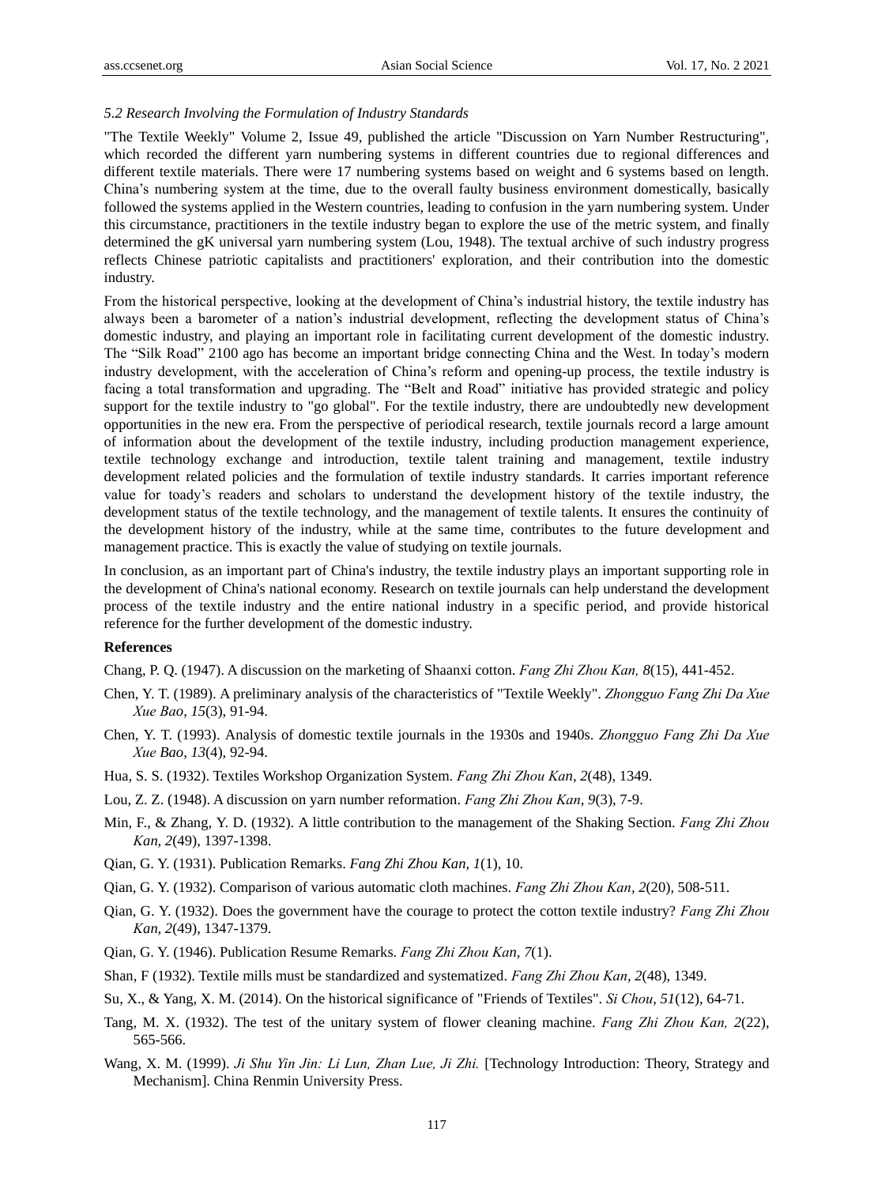*5.2 Research Involving the Formulation of Industry Standards*

"The Textile Weekly" Volume 2, Issue 49, published the article "Discussion on Yarn Number Restructuring", which recorded the different yarn numbering systems in different countries due to regional differences and different textile materials. There were 17 numbering systems based on weight and 6 systems based on length. China's numbering system at the time, due to the overall faulty business environment domestically, basically followed the systems applied in the Western countries, leading to confusion in the yarn numbering system. Under this circumstance, practitioners in the textile industry began to explore the use of the metric system, and finally determined the gK universal yarn numbering system (Lou, 1948). The textual archive of such industry progress reflects Chinese patriotic capitalists and practitioners' exploration, and their contribution into the domestic industry.

From the historical perspective, looking at the development of China's industrial history, the textile industry has always been a barometer of a nation's industrial development, reflecting the development status of China's domestic industry, and playing an important role in facilitating current development of the domestic industry. The "Silk Road" 2100 ago has become an important bridge connecting China and the West. In today's modern industry development, with the acceleration of China's reform and opening-up process, the textile industry is facing a total transformation and upgrading. The "Belt and Road" initiative has provided strategic and policy support for the textile industry to "go global". For the textile industry, there are undoubtedly new development opportunities in the new era. From the perspective of periodical research, textile journals record a large amount of information about the development of the textile industry, including production management experience, textile technology exchange and introduction, textile talent training and management, textile industry development related policies and the formulation of textile industry standards. It carries important reference value for toady's readers and scholars to understand the development history of the textile industry, the development status of the textile technology, and the management of textile talents. It ensures the continuity of the development history of the industry, while at the same time, contributes to the future development and management practice. This is exactly the value of studying on textile journals.

In conclusion, as an important part of China's industry, the textile industry plays an important supporting role in the development of China's national economy. Research on textile journals can help understand the development process of the textile industry and the entire national industry in a specific period, and provide historical reference for the further development of the domestic industry.

**References**

Chang, P. Q. (1947). A discussion on the marketing of Shaanxi cotton. *Fang Zhi Zhou Kan, 8*(15), 441-452.

Chen, Y. T. (1989). A preliminary analysis of the characteristics of "Textile Weekly". *Zhongguo Fang Zhi Da Xue Xue Bao, 15*(3), 91-94.

Chen, Y. T. (1993). Analysis of domestic textile journals in the 1930s and 1940s. *Zhongguo Fang Zhi Da Xue Xue Bao, 13*(4), 92-94.

Hua, S. S. (1932). Textiles Workshop Organization System. *Fang Zhi Zhou Kan, 2*(48), 1349.

Lou, Z. Z. (1948). A discussion on yarn number reformation. *Fang Zhi Zhou Kan, 9*(3), 7-9.

Min, F., & Zhang, Y. D. (1932). A little contribution to the management of the Shaking Section. *Fang Zhi Zhou Kan, 2*(49), 1397-1398.

Qian, G. Y. (1931). Publication Remarks. *Fang Zhi Zhou Kan, 1*(1), 10.

Qian, G. Y. (1932). Comparison of various automatic cloth machines. *Fang Zhi Zhou Kan, 2*(20), 508-511.

Qian, G. Y. (1932). Does the government have the courage to protect the cotton textile industry? *Fang Zhi Zhou Kan, 2*(49), 1347-1379.

Qian, G. Y. (1946). Publication Resume Remarks. *Fang Zhi Zhou Kan, 7*(1).

Shan, F (1932). Textile mills must be standardized and systematized. *Fang Zhi Zhou Kan, 2*(48), 1349.

Su, X., & Yang, X. M. (2014). On the historical significance of "Friends of Textiles". *Si Chou, 51*(12), 64-71.

Tang, M. X. (1932). The test of the unitary system of flower cleaning machine. *Fang Zhi Zhou Kan, 2*(22), 565-566.

Wang, X. M. (1999). *Ji Shu Yin Jin: Li Lun, Zhan Lue, Ji Zhi.* [Technology Introduction: Theory, Strategy and Mechanism]. China Renmin University Press.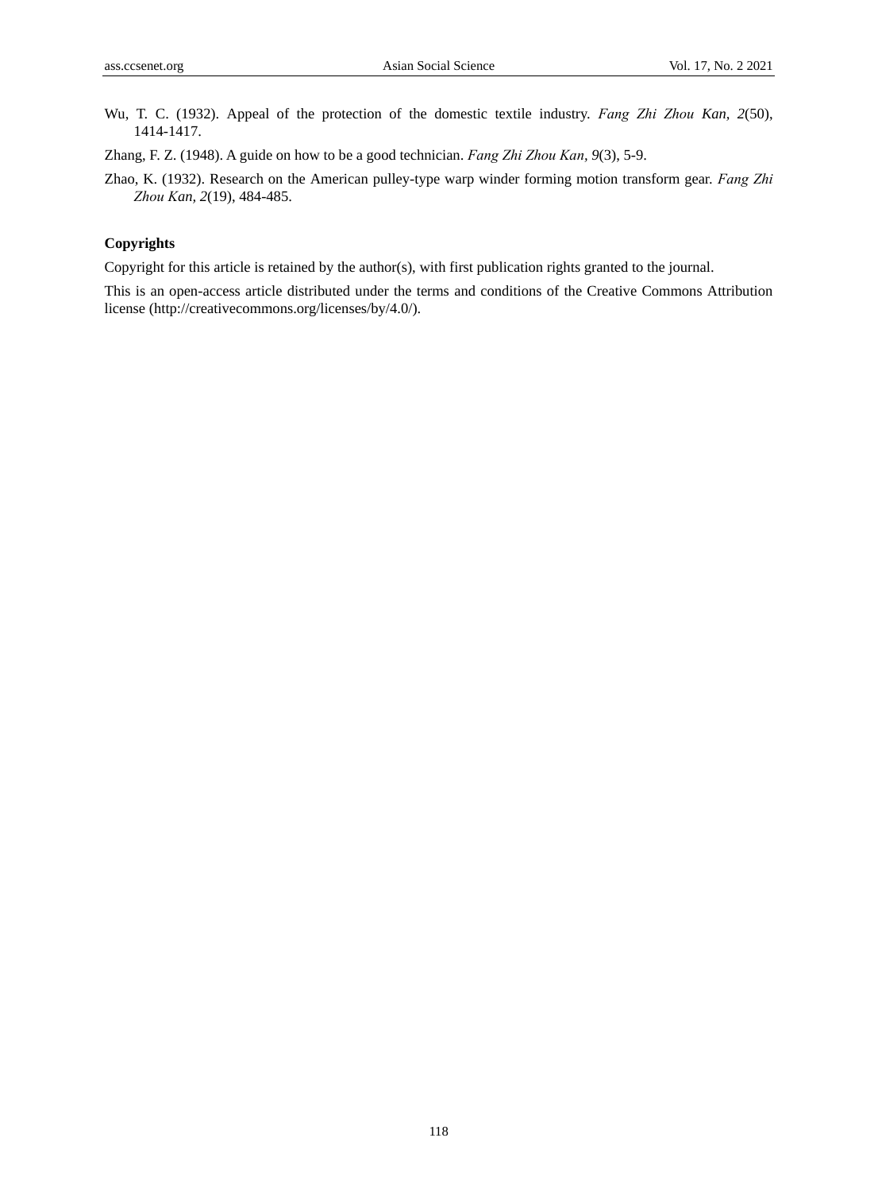Wu, T. C. (1932). Appeal of the protection of the domestic textile industry. *Fang Zhi Zhou Kan*, *2*(50), 1414-1417.

Zhang, F. Z. (1948). A guide on how to be a good technician. *Fang Zhi Zhou Kan*, *9*(3), 5-9.

Zhao, K. (1932). Research on the American pulley-type warp winder forming motion transform gear. *Fang Zhi Zhou Kan*, *2*(19), 484-485.

**Copyrights**

Copyright for this article is retained by the author(s), with first publication rights granted to the journal.

This is an open-access article distributed under the terms and conditions of the Creative Commons Attribution license (http://creativecommons.org/licenses/by/4.0/).